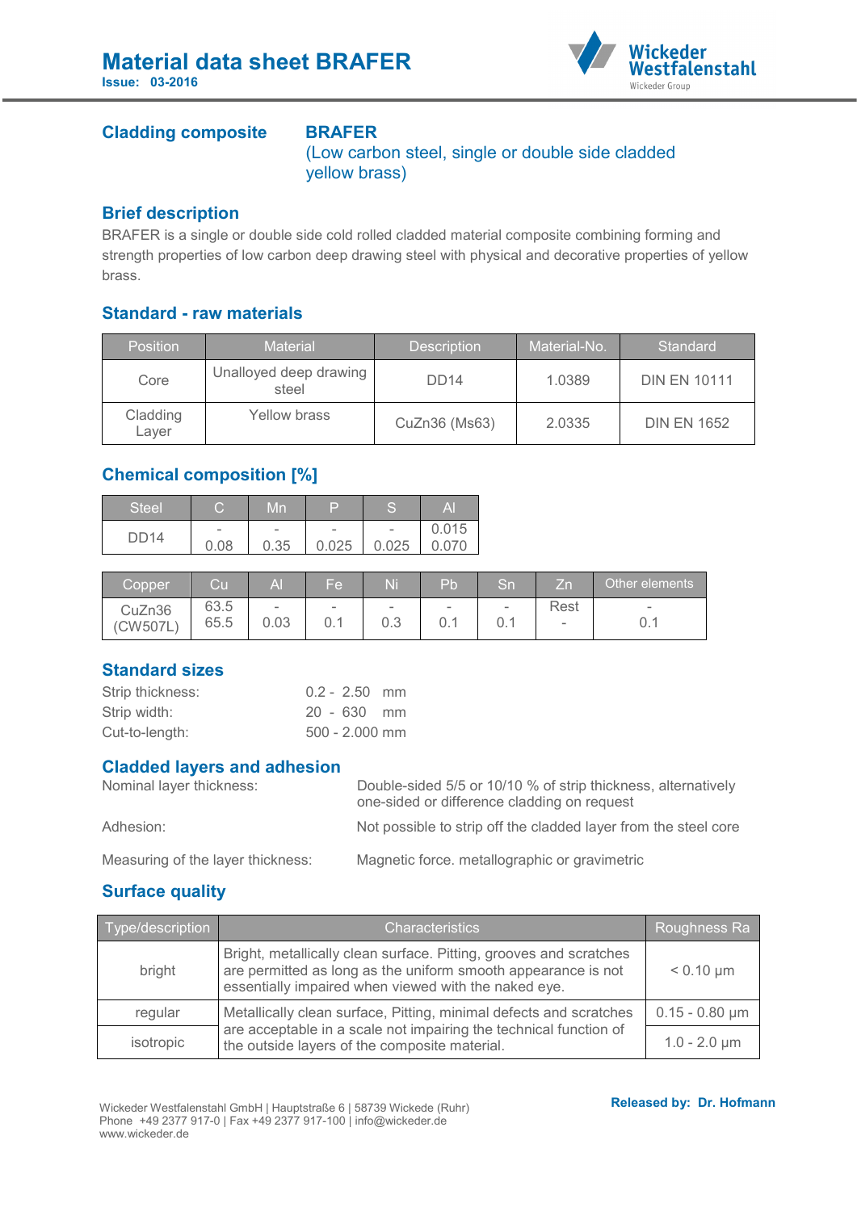# Material data sheet BRAFER

**Issue: 03-2016**

## Cladding composite

**BRAFER**
(Low carbon steel, single or double side cladded yellow brass)

## Brief description

BRAFER is a single or double side cold rolled cladded material composite combining forming and strength properties of low carbon deep drawing steel with physical and decorative properties of yellow brass.

## Standard - raw materials

| Position | Material | Description | Material-No. | Standard |
|---|---|---|---|---|
| Core | Unalloyed deep drawing steel | DD14 | 1.0389 | DIN EN 10111 |
| Cladding Layer | Yellow brass | CuZn36 (Ms63) | 2.0335 | DIN EN 1652 |

## Chemical composition [%]

| Steel | C | Mn | P | S | Al |
|---|---|---|---|---|---|
| DD14 | - 0.08 | - 0.35 | - 0.025 | - 0.025 | 0.015 0.070 |

| Copper | Cu | Al | Fe | Ni | Pb | Sn | Zn | Other elements |
|---|---|---|---|---|---|---|---|---|
| CuZn36 (CW507L) | 63.5 65.5 | - 0.03 | - 0.1 | - 0.3 | - 0.1 | - 0.1 | Rest - | - 0.1 |

## Standard sizes

Strip thickness: 0.2 - 2.50 mm
Strip width: 20 - 630 mm
Cut-to-length: 500 - 2.000 mm

## Cladded layers and adhesion

Nominal layer thickness: Double-sided 5/5 or 10/10 % of strip thickness, alternatively one-sided or difference cladding on request

Adhesion: Not possible to strip off the cladded layer from the steel core

Measuring of the layer thickness: Magnetic force. metallographic or gravimetric

## Surface quality

| Type/description | Characteristics | Roughness Ra |
|---|---|---|
| bright | Bright, metallically clean surface. Pitting, grooves and scratches are permitted as long as the uniform smooth appearance is not essentially impaired when viewed with the naked eye. | < 0.10 µm |
| regular | Metallically clean surface, Pitting, minimal defects and scratches are acceptable in a scale not impairing the technical function of the outside layers of the composite material. | 0.15 - 0.80 µm |
| isotropic | | 1.0 - 2.0 µm |

Wickeder Westfalenstahl GmbH | Hauptstraße 6 | 58739 Wickede (Ruhr)
Phone +49 2377 917-0 | Fax +49 2377 917-100 | info@wickeder.de
www.wickeder.de

**Released by: Dr. Hofmann**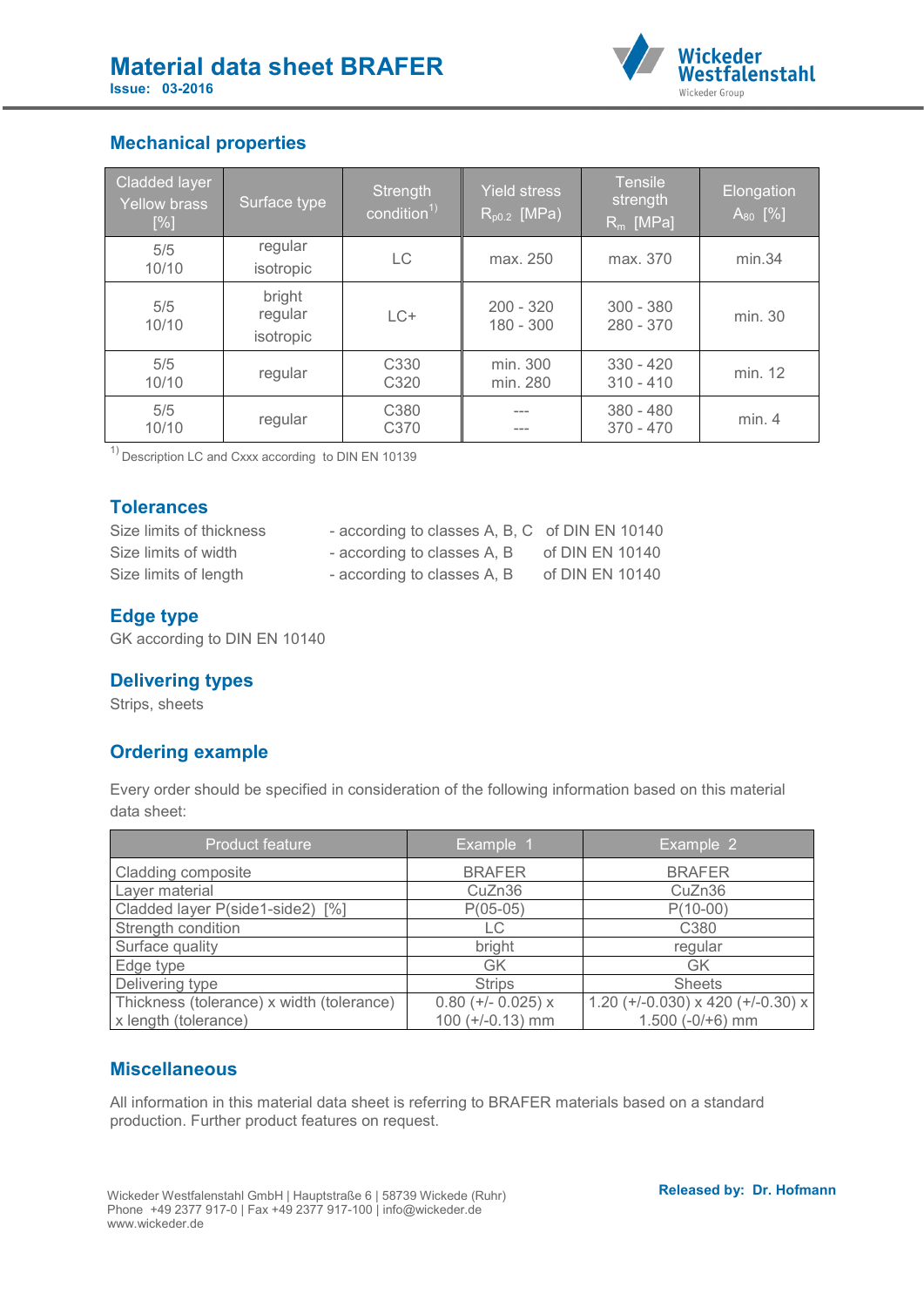# Material data sheet BRAFER

**Issue: 03-2016**

## Mechanical properties

| Cladded layer Yellow brass [%] | Surface type | Strength condition[1] | Yield stress $R_{p0.2}$ [MPa] | Tensile strength $R_m$ [MPa] | Elongation $A_{80}$ [%] |
|---|---|---|---|---|---|
| 5/5<br>10/10 | regular<br>isotropic | LC | max. 250 | max. 370 | min.34 |
| 5/5<br>10/10 | bright<br>regular<br>isotropic | LC+ | 200 - 320<br>180 - 300 | 300 - 380<br>280 - 370 | min. 30 |
| 5/5<br>10/10 | regular | C330<br>C320 | min. 300<br>min. 280 | 330 - 420<br>310 - 410 | min. 12 |
| 5/5<br>10/10 | regular | C380<br>C370 | ---<br>--- | 380 - 480<br>370 - 470 | min. 4 |

[1] Description LC and Cxxx according to DIN EN 10139

## Tolerances

Size limits of thickness - according to classes A, B, C of DIN EN 10140
Size limits of width - according to classes A, B of DIN EN 10140
Size limits of length - according to classes A, B of DIN EN 10140

## Edge type

GK according to DIN EN 10140

## Delivering types

Strips, sheets

## Ordering example

Every order should be specified in consideration of the following information based on this material data sheet:

| Product feature | Example 1 | Example 2 |
|---|---|---|
| Cladding composite | BRAFER | BRAFER |
| Layer material | CuZn36 | CuZn36 |
| Cladded layer P(side1-side2) [%] | P(05-05) | P(10-00) |
| Strength condition | LC | C380 |
| Surface quality | bright | regular |
| Edge type | GK | GK |
| Delivering type | Strips | Sheets |
| Thickness (tolerance) x width (tolerance) x length (tolerance) | 0.80 (+/- 0.025) x 100 (+/-0.13) mm | 1.20 (+/-0.030) x 420 (+/-0.30) x 1.500 (-0/+6) mm |

## Miscellaneous

All information in this material data sheet is referring to BRAFER materials based on a standard production. Further product features on request.

Wickeder Westfalenstahl GmbH | Hauptstraße 6 | 58739 Wickede (Ruhr)
Phone +49 2377 917-0 | Fax +49 2377 917-100 | info@wickeder.de
www.wickeder.de

**Released by: Dr. Hofmann**